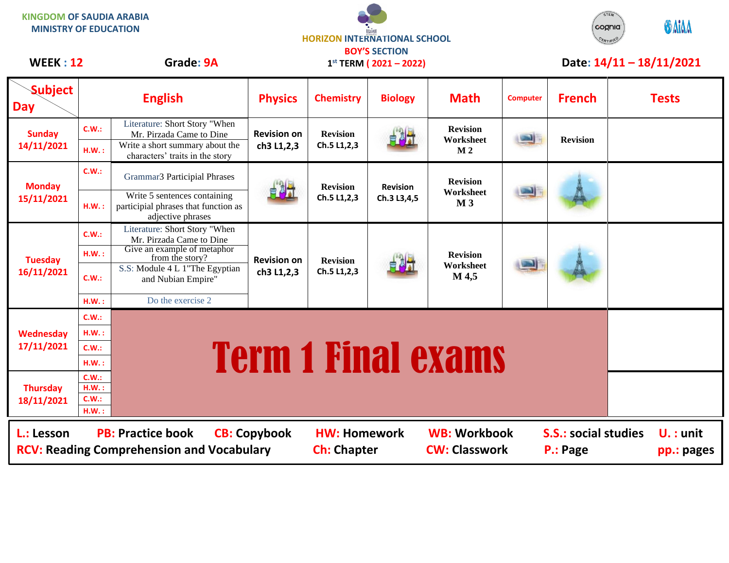KINGDOM OF SAUDIA ARABIA
MINISTRY OF EDUCATION

HORIZON INTERNATIONAL SCHOOL
BOY'S SECTION
1st TERM ( 2021 – 2022)

**WEEK : 12** **Grade: 9A** **Date: 14/11 – 18/11/2021**

| Subject / Day | | English | Physics | Chemistry | Biology | Math | Computer | French | Tests |
|---|---|---|---|---|---|---|---|---|---|
| Sunday 14/11/2021 | C.W.: | Literature: Short Story "When Mr. Pirzada Came to Dine | Revision on ch3 L1,2,3 | Revision Ch.5 L1,2,3 | | Revision Worksheet M 2 | | Revision | |
| | H.W. : | Write a short summary about the characters' traits in the story | | | | | | | |
| Monday 15/11/2021 | C.W.: | Grammar3 Participial Phrases | | Revision Ch.5 L1,2,3 | Revision Ch.3 L3,4,5 | Revision Worksheet M 3 | | | |
| | H.W. : | Write 5 sentences containing participial phrases that function as adjective phrases | | | | | | | |
| Tuesday 16/11/2021 | C.W.: | Literature: Short Story "When Mr. Pirzada Came to Dine | Revision on ch3 L1,2,3 | Revision Ch.5 L1,2,3 | | Revision Worksheet M 4,5 | | | |
| | H.W. : | Give an example of metaphor from the story? | | | | | | | |
| | C.W.: | S.S: Module 4 L 1"The Egyptian and Nubian Empire" | | | | | | | |
| | H.W. : | Do the exercise 2 | | | | | | | |
| Wednesday 17/11/2021 | C.W.: | **Term 1 Final exams** | | | | | | | |
| | H.W. : | | | | | | | | |
| | C.W.: | | | | | | | | |
| | H.W. : | | | | | | | | |
| Thursday 18/11/2021 | C.W.: | | | | | | | | |
| | H.W. : | | | | | | | | |
| | C.W.: | | | | | | | | |
| | H.W. : | | | | | | | | |

**L.:** Lesson **PB:** Practice book **CB:** Copybook **HW:** Homework **WB:** Workbook **S.S.:** social studies **U. :** unit
**RCV:** Reading Comprehension and Vocabulary **Ch:** Chapter **CW:** Classwork **P.:** Page **pp.:** pages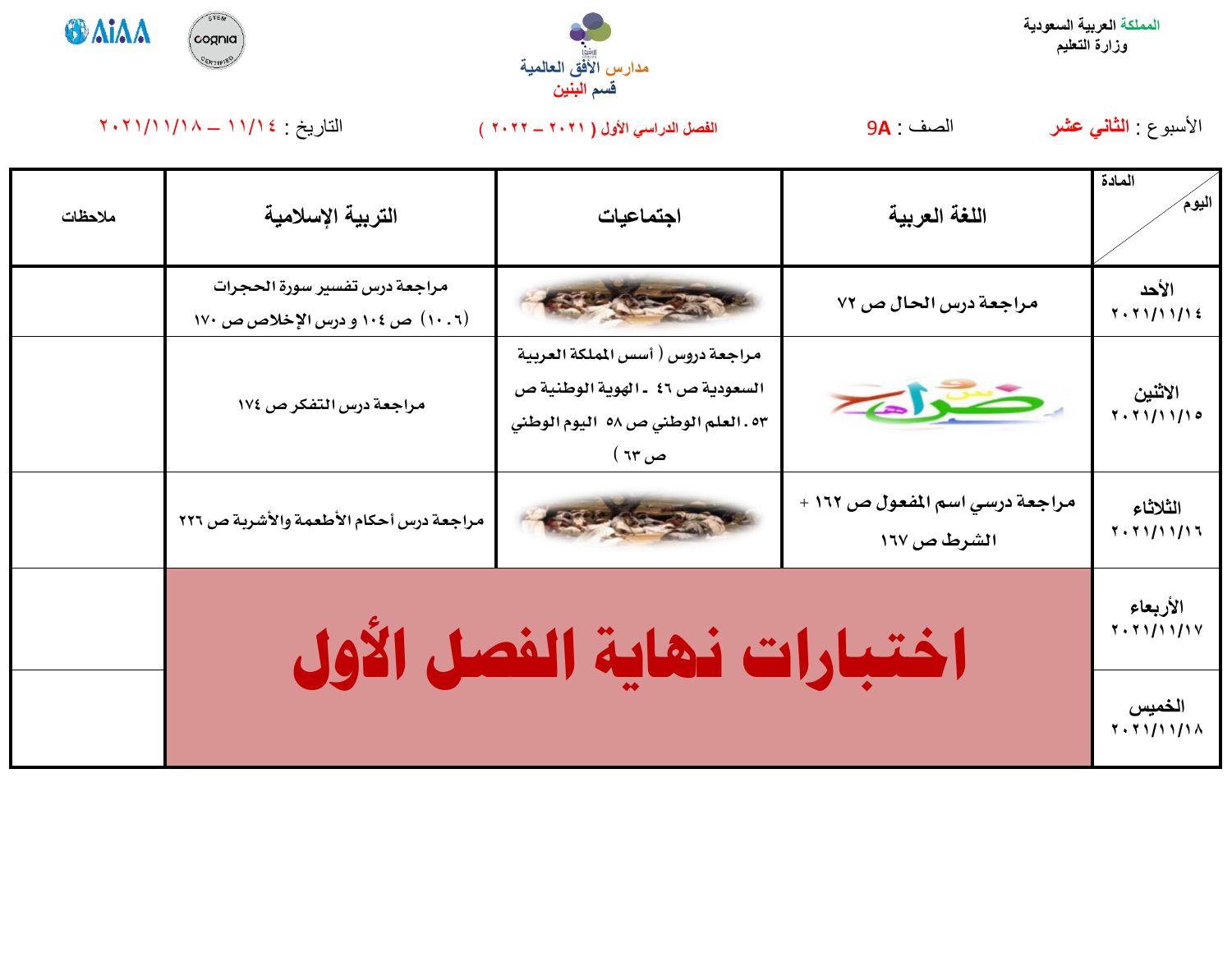المملكة العربية السعودية
وزارة التعليم

مدارس الأفق العالمية
قسم البنين

الأسبوع : الثاني عشر　　الصف : 9A　　الفصل الدراسي الأول ( ٢٠٢١ – ٢٠٢٢ )　　التاريخ : ١١/١٤ – ٢٠٢١/١١/١٨

| اليوم / المادة | اللغة العربية | اجتماعيات | التربية الإسلامية | ملاحظات |
|---|---|---|---|---|
| الأحد ٢٠٢١/١١/١٤ | مراجعة درس الحال ص ٧٢ | | مراجعة درس تفسير سورة الحجرات (١٠-٦) ص ١٠٤ و درس الإخلاص ص ١٧٠ | |
| الاثنين ٢٠٢١/١١/١٥ | | مراجعة دروس ( أسس المملكة العربية السعودية ص ٤٦ - الهوية الوطنية ص ٥٣ - العلم الوطني ص ٥٨ اليوم الوطني ص ٦٣ ) | مراجعة درس التفكر ص ١٧٤ | |
| الثلاثاء ٢٠٢١/١١/١٦ | مراجعة درسي اسم المفعول ص ١٦٢ + الشرط ص ١٦٧ | | مراجعة درس أحكام الأطعمة والأشربة ص ٢٢٦ | |
| الأربعاء ٢٠٢١/١١/١٧ | اختبارات نهاية الفصل الأول | | | |
| الخميس ٢٠٢١/١١/١٨ | | | | |